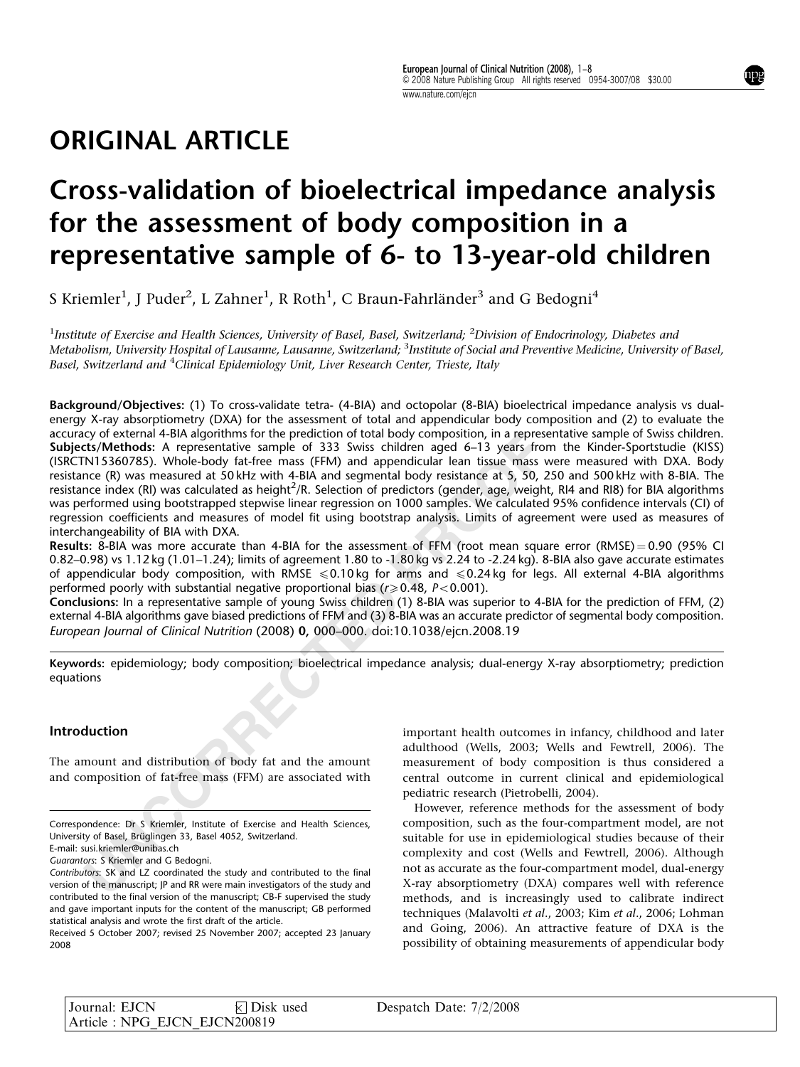ORIGINAL ARTICLE

# Cross-validation of bioelectrical impedance analysis for the assessment of body composition in a representative sample of 6- to 13-year-old children

S Kriemler[1], J Puder[2], L Zahner[1], R Roth[1], C Braun-Fahrländer[3] and G Bedogni[4]

[1]Institute of Exercise and Health Sciences, University of Basel, Basel, Switzerland; [2]Division of Endocrinology, Diabetes and Metabolism, University Hospital of Lausanne, Lausanne, Switzerland; [3]Institute of Social and Preventive Medicine, University of Basel, Basel, Switzerland and [4]Clinical Epidemiology Unit, Liver Research Center, Trieste, Italy

**Background/Objectives:** (1) To cross-validate tetra- (4-BIA) and octopolar (8-BIA) bioelectrical impedance analysis vs dual-energy X-ray absorptiometry (DXA) for the assessment of total and appendicular body composition and (2) to evaluate the accuracy of external 4-BIA algorithms for the prediction of total body composition, in a representative sample of Swiss children.
**Subjects/Methods:** A representative sample of 333 Swiss children aged 6–13 years from the Kinder-Sportstudie (KISS) (ISRCTN15360785). Whole-body fat-free mass (FFM) and appendicular lean tissue mass were measured with DXA. Body resistance (R) was measured at 50 kHz with 4-BIA and segmental body resistance at 5, 50, 250 and 500 kHz with 8-BIA. The resistance index (RI) was calculated as height$^2$/R. Selection of predictors (gender, age, weight, RI4 and RI8) for BIA algorithms was performed using bootstrapped stepwise linear regression on 1000 samples. We calculated 95% confidence intervals (CI) of regression coefficients and measures of model fit using bootstrap analysis. Limits of agreement were used as measures of interchangeability of BIA with DXA.
**Results:** 8-BIA was more accurate than 4-BIA for the assessment of FFM (root mean square error (RMSE) = 0.90 (95% CI 0.82–0.98) vs 1.12 kg (1.01–1.24); limits of agreement 1.80 to -1.80 kg vs 2.24 to -2.24 kg). 8-BIA also gave accurate estimates of appendicular body composition, with RMSE $\leqslant$0.10 kg for arms and $\leqslant$0.24 kg for legs. All external 4-BIA algorithms performed poorly with substantial negative proportional bias ($r \geqslant 0.48$, $P < 0.001$).
**Conclusions:** In a representative sample of young Swiss children (1) 8-BIA was superior to 4-BIA for the prediction of FFM, (2) external 4-BIA algorithms gave biased predictions of FFM and (3) 8-BIA was an accurate predictor of segmental body composition.
*European Journal of Clinical Nutrition* (2008) **0**, 000–000. doi:10.1038/ejcn.2008.19

**Keywords:** epidemiology; body composition; bioelectrical impedance analysis; dual-energy X-ray absorptiometry; prediction equations

## Introduction

The amount and distribution of body fat and the amount and composition of fat-free mass (FFM) are associated with important health outcomes in infancy, childhood and later adulthood (Wells, 2003; Wells and Fewtrell, 2006). The measurement of body composition is thus considered a central outcome in current clinical and epidemiological pediatric research (Pietrobelli, 2004).

However, reference methods for the assessment of body composition, such as the four-compartment model, are not suitable for use in epidemiological studies because of their complexity and cost (Wells and Fewtrell, 2006). Although not as accurate as the four-compartment model, dual-energy X-ray absorptiometry (DXA) compares well with reference methods, and is increasingly used to calibrate indirect techniques (Malavolti *et al*., 2003; Kim *et al*., 2006; Lohman and Going, 2006). An attractive feature of DXA is the possibility of obtaining measurements of appendicular body

Correspondence: Dr S Kriemler, Institute of Exercise and Health Sciences, University of Basel, Brüglingen 33, Basel 4052, Switzerland.
E-mail: susi.kriemler@unibas.ch
*Guarantors*: S Kriemler and G Bedogni.
*Contributors*: SK and LZ coordinated the study and contributed to the final version of the manuscript; JP and RR were main investigators of the study and contributed to the final version of the manuscript; CB-F supervised the study and gave important inputs for the content of the manuscript; GB performed statistical analysis and wrote the first draft of the article.
Received 5 October 2007; revised 25 November 2007; accepted 23 January 2008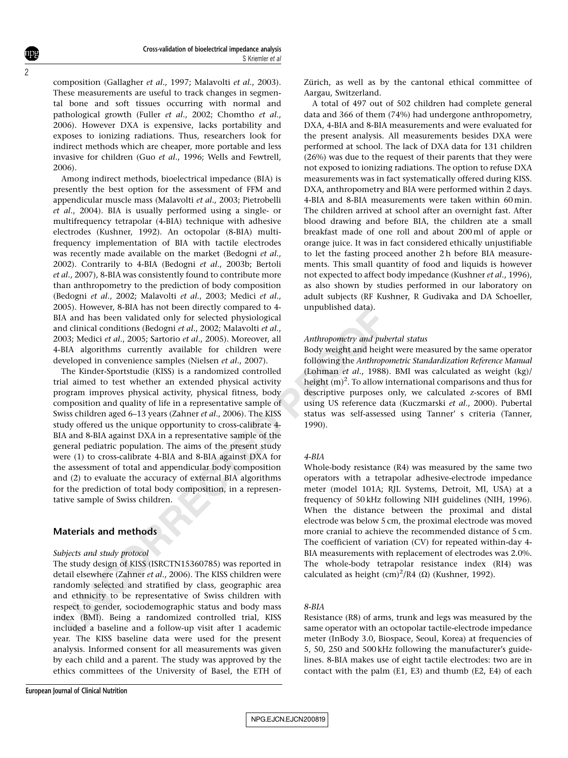composition (Gallagher *et al*., 1997; Malavolti *et al*., 2003). These measurements are useful to track changes in segmental bone and soft tissues occurring with normal and pathological growth (Fuller *et al*., 2002; Chomtho *et al*., 2006). However DXA is expensive, lacks portability and exposes to ionizing radiations. Thus, researchers look for indirect methods which are cheaper, more portable and less invasive for children (Guo *et al*., 1996; Wells and Fewtrell, 2006).

Among indirect methods, bioelectrical impedance (BIA) is presently the best option for the assessment of FFM and appendicular muscle mass (Malavolti *et al*., 2003; Pietrobelli *et al*., 2004). BIA is usually performed using a single- or multifrequency tetrapolar (4-BIA) technique with adhesive electrodes (Kushner, 1992). An octopolar (8-BIA) multifrequency implementation of BIA with tactile electrodes was recently made available on the market (Bedogni *et al*., 2002). Contrarily to 4-BIA (Bedogni *et al*., 2003b; Bertoli *et al*., 2007), 8-BIA was consistently found to contribute more than anthropometry to the prediction of body composition (Bedogni *et al*., 2002; Malavolti *et al*., 2003; Medici *et al*., 2005). However, 8-BIA has not been directly compared to 4-BIA and has been validated only for selected physiological and clinical conditions (Bedogni *et al*., 2002; Malavolti *et al*., 2003; Medici *et al*., 2005; Sartorio *et al*., 2005). Moreover, all 4-BIA algorithms currently available for children were developed in convenience samples (Nielsen *et al*., 2007).

The Kinder-Sportstudie (KISS) is a randomized controlled trial aimed to test whether an extended physical activity program improves physical activity, physical fitness, body composition and quality of life in a representative sample of Swiss children aged 6–13 years (Zahner *et al*., 2006). The KISS study offered us the unique opportunity to cross-calibrate 4-BIA and 8-BIA against DXA in a representative sample of the general pediatric population. The aims of the present study were (1) to cross-calibrate 4-BIA and 8-BIA against DXA for the assessment of total and appendicular body composition and (2) to evaluate the accuracy of external BIA algorithms for the prediction of total body composition, in a representative sample of Swiss children.

## Materials and methods

### *Subjects and study protocol*

The study design of KISS (ISRCTN15360785) was reported in detail elsewhere (Zahner *et al*., 2006). The KISS children were randomly selected and stratified by class, geographic area and ethnicity to be representative of Swiss children with respect to gender, sociodemographic status and body mass index (BMI). Being a randomized controlled trial, KISS included a baseline and a follow-up visit after 1 academic year. The KISS baseline data were used for the present analysis. Informed consent for all measurements was given by each child and a parent. The study was approved by the ethics committees of the University of Basel, the ETH of Zürich, as well as by the cantonal ethical committee of Aargau, Switzerland.

A total of 497 out of 502 children had complete general data and 366 of them (74%) had undergone anthropometry, DXA, 4-BIA and 8-BIA measurements and were evaluated for the present analysis. All measurements besides DXA were performed at school. The lack of DXA data for 131 children (26%) was due to the request of their parents that they were not exposed to ionizing radiations. The option to refuse DXA measurements was in fact systematically offered during KISS. DXA, anthropometry and BIA were performed within 2 days. 4-BIA and 8-BIA measurements were taken within 60 min. The children arrived at school after an overnight fast. After blood drawing and before BIA, the children ate a small breakfast made of one roll and about 200 ml of apple or orange juice. It was in fact considered ethically unjustifiable to let the fasting proceed another 2 h before BIA measurements. This small quantity of food and liquids is however not expected to affect body impedance (Kushner *et al*., 1996), as also shown by studies performed in our laboratory on adult subjects (RF Kushner, R Gudivaka and DA Schoeller, unpublished data).

### *Anthropometry and pubertal status*

Body weight and height were measured by the same operator following the *Anthropometric Standardization Reference Manual* (Lohman *et al*., 1988). BMI was calculated as weight (kg)/height $(m)^2$. To allow international comparisons and thus for descriptive purposes only, we calculated *z*-scores of BMI using US reference data (Kuczmarski *et al*., 2000). Pubertal status was self-assessed using Tanner' s criteria (Tanner, 1990).

### *4-BIA*

Whole-body resistance (R4) was measured by the same two operators with a tetrapolar adhesive-electrode impedance meter (model 101A; RJL Systems, Detroit, MI, USA) at a frequency of 50 kHz following NIH guidelines (NIH, 1996). When the distance between the proximal and distal electrode was below 5 cm, the proximal electrode was moved more cranial to achieve the recommended distance of 5 cm. The coefficient of variation (CV) for repeated within-day 4-BIA measurements with replacement of electrodes was 2.0%. The whole-body tetrapolar resistance index (RI4) was calculated as height $(cm)^2$/R4 (Ω) (Kushner, 1992).

### *8-BIA*

Resistance (R8) of arms, trunk and legs was measured by the same operator with an octopolar tactile-electrode impedance meter (InBody 3.0, Biospace, Seoul, Korea) at frequencies of 5, 50, 250 and 500 kHz following the manufacturer's guidelines. 8-BIA makes use of eight tactile electrodes: two are in contact with the palm (E1, E3) and thumb (E2, E4) of each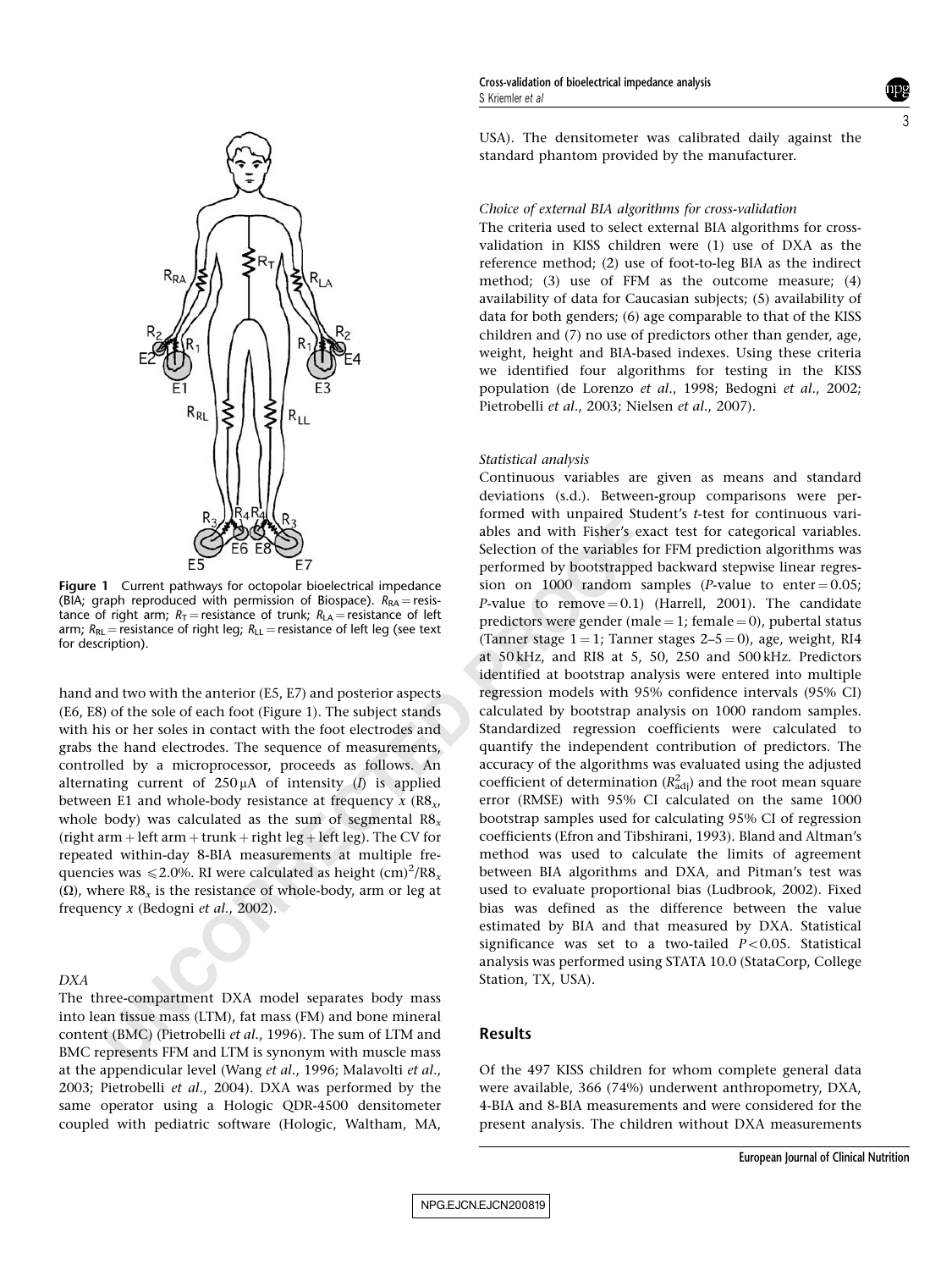Figure 1 Current pathways for octopolar bioelectrical impedance (BIA; graph reproduced with permission of Biospace). $R_{RA}$ = resistance of right arm; $R_T$ = resistance of trunk; $R_{LA}$ = resistance of left arm; $R_{RL}$ = resistance of right leg; $R_{LL}$ = resistance of left leg (see text for description).

hand and two with the anterior (E5, E7) and posterior aspects (E6, E8) of the sole of each foot (Figure 1). The subject stands with his or her soles in contact with the foot electrodes and grabs the hand electrodes. The sequence of measurements, controlled by a microprocessor, proceeds as follows. An alternating current of 250 μA of intensity (*I*) is applied between E1 and whole-body resistance at frequency *x* ($R8_x$, whole body) was calculated as the sum of segmental $R8_x$ (right arm + left arm + trunk + right leg + left leg). The CV for repeated within-day 8-BIA measurements at multiple frequencies was ⩽2.0%. RI were calculated as height $(cm)^2/R8_x$ (Ω), where $R8_x$ is the resistance of whole-body, arm or leg at frequency *x* (Bedogni *et al.*, 2002).

### *DXA*

The three-compartment DXA model separates body mass into lean tissue mass (LTM), fat mass (FM) and bone mineral content (BMC) (Pietrobelli *et al.*, 1996). The sum of LTM and BMC represents FFM and LTM is synonym with muscle mass at the appendicular level (Wang *et al.*, 1996; Malavolti *et al.*, 2003; Pietrobelli *et al.*, 2004). DXA was performed by the same operator using a Hologic QDR-4500 densitometer coupled with pediatric software (Hologic, Waltham, MA, USA). The densitometer was calibrated daily against the standard phantom provided by the manufacturer.

### *Choice of external BIA algorithms for cross-validation*

The criteria used to select external BIA algorithms for cross-validation in KISS children were (1) use of DXA as the reference method; (2) use of foot-to-leg BIA as the indirect method; (3) use of FFM as the outcome measure; (4) availability of data for Caucasian subjects; (5) availability of data for both genders; (6) age comparable to that of the KISS children and (7) no use of predictors other than gender, age, weight, height and BIA-based indexes. Using these criteria we identified four algorithms for testing in the KISS population (de Lorenzo *et al.*, 1998; Bedogni *et al.*, 2002; Pietrobelli *et al.*, 2003; Nielsen *et al.*, 2007).

### *Statistical analysis*

Continuous variables are given as means and standard deviations (s.d.). Between-group comparisons were performed with unpaired Student's *t*-test for continuous variables and with Fisher's exact test for categorical variables. Selection of the variables for FFM prediction algorithms was performed by bootstrapped backward stepwise linear regression on 1000 random samples (*P*-value to enter = 0.05; *P*-value to remove = 0.1) (Harrell, 2001). The candidate predictors were gender (male = 1; female = 0), pubertal status (Tanner stage 1 = 1; Tanner stages 2–5 = 0), age, weight, RI4 at 50 kHz, and RI8 at 5, 50, 250 and 500 kHz. Predictors identified at bootstrap analysis were entered into multiple regression models with 95% confidence intervals (95% CI) calculated by bootstrap analysis on 1000 random samples. Standardized regression coefficients were calculated to quantify the independent contribution of predictors. The accuracy of the algorithms was evaluated using the adjusted coefficient of determination ($R^2_{adj}$) and the root mean square error (RMSE) with 95% CI calculated on the same 1000 bootstrap samples used for calculating 95% CI of regression coefficients (Efron and Tibshirani, 1993). Bland and Altman's method was used to calculate the limits of agreement between BIA algorithms and DXA, and Pitman's test was used to evaluate proportional bias (Ludbrook, 2002). Fixed bias was defined as the difference between the value estimated by BIA and that measured by DXA. Statistical significance was set to a two-tailed $P < 0.05$. Statistical analysis was performed using STATA 10.0 (StataCorp, College Station, TX, USA).

## Results

Of the 497 KISS children for whom complete general data were available, 366 (74%) underwent anthropometry, DXA, 4-BIA and 8-BIA measurements and were considered for the present analysis. The children without DXA measurements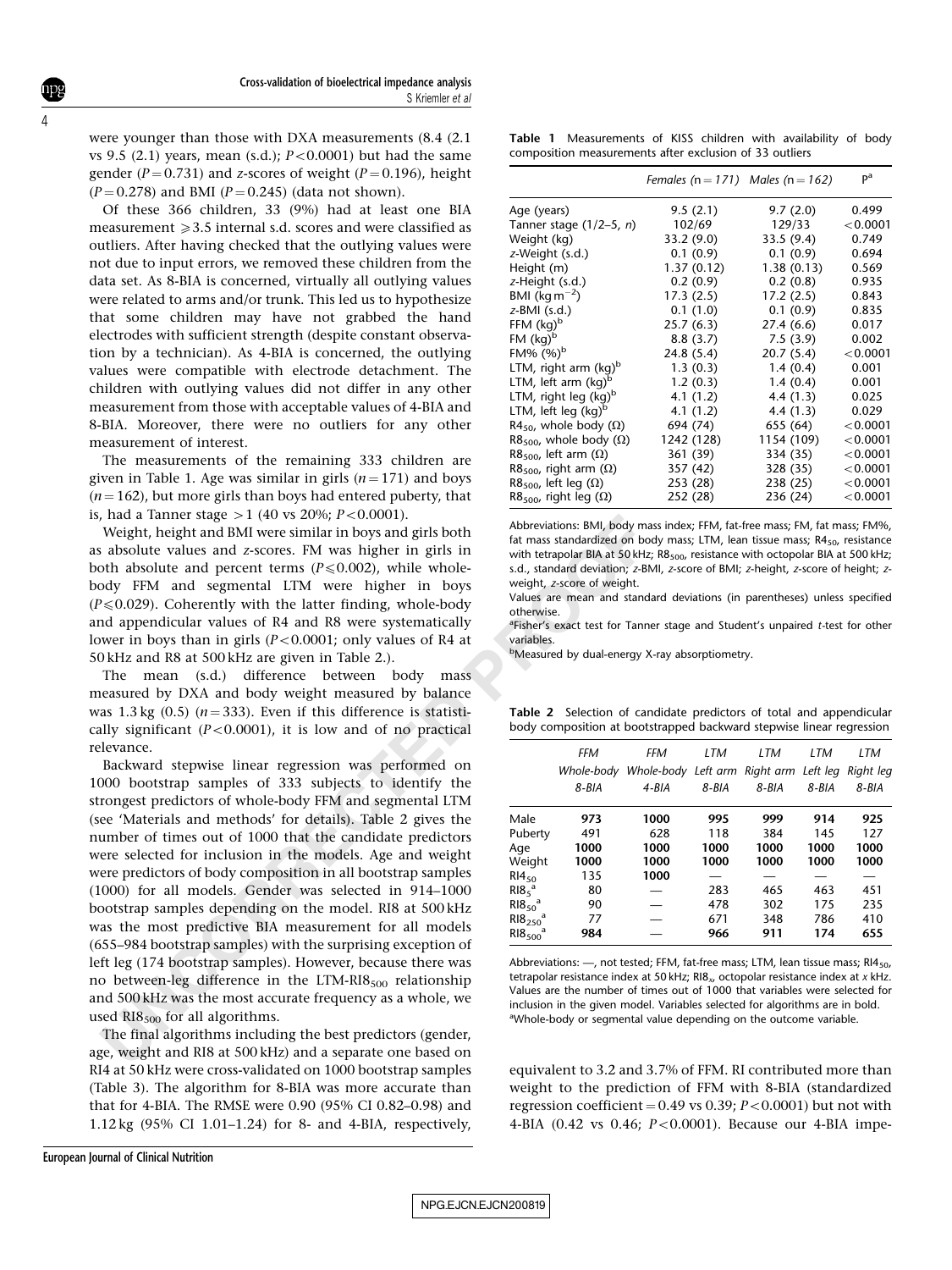were younger than those with DXA measurements (8.4 (2.1 vs 9.5 (2.1) years, mean (s.d.); $P<0.0001$) but had the same gender ($P=0.731$) and z-scores of weight ($P=0.196$), height ($P=0.278$) and BMI ($P=0.245$) (data not shown).

Of these 366 children, 33 (9%) had at least one BIA measurement ⩾3.5 internal s.d. scores and were classified as outliers. After having checked that the outlying values were not due to input errors, we removed these children from the data set. As 8-BIA is concerned, virtually all outlying values were related to arms and/or trunk. This led us to hypothesize that some children may have not grabbed the hand electrodes with sufficient strength (despite constant observation by a technician). As 4-BIA is concerned, the outlying values were compatible with electrode detachment. The children with outlying values did not differ in any other measurement from those with acceptable values of 4-BIA and 8-BIA. Moreover, there were no outliers for any other measurement of interest.

The measurements of the remaining 333 children are given in Table 1. Age was similar in girls ($n=171$) and boys ($n=162$), but more girls than boys had entered puberty, that is, had a Tanner stage >1 (40 vs 20%; $P<0.0001$).

Weight, height and BMI were similar in boys and girls both as absolute values and z-scores. FM was higher in girls in both absolute and percent terms ($P\leqslant 0.002$), while whole-body FFM and segmental LTM were higher in boys ($P\leqslant 0.029$). Coherently with the latter finding, whole-body and appendicular values of R4 and R8 were systematically lower in boys than in girls ($P<0.0001$; only values of R4 at 50 kHz and R8 at 500 kHz are given in Table 2.).

The mean (s.d.) difference between body mass measured by DXA and body weight measured by balance was 1.3 kg (0.5) ($n=333$). Even if this difference is statistically significant ($P<0.0001$), it is low and of no practical relevance.

Backward stepwise linear regression was performed on 1000 bootstrap samples of 333 subjects to identify the strongest predictors of whole-body FFM and segmental LTM (see 'Materials and methods' for details). Table 2 gives the number of times out of 1000 that the candidate predictors were selected for inclusion in the models. Age and weight were predictors of body composition in all bootstrap samples (1000) for all models. Gender was selected in 914–1000 bootstrap samples depending on the model. RI8 at 500 kHz was the most predictive BIA measurement for all models (655–984 bootstrap samples) with the surprising exception of left leg (174 bootstrap samples). However, because there was no between-leg difference in the LTM-$RI8_{500}$ relationship and 500 kHz was the most accurate frequency as a whole, we used $RI8_{500}$ for all algorithms.

The final algorithms including the best predictors (gender, age, weight and RI8 at 500 kHz) and a separate one based on RI4 at 50 kHz were cross-validated on 1000 bootstrap samples (Table 3). The algorithm for 8-BIA was more accurate than that for 4-BIA. The RMSE were 0.90 (95% CI 0.82–0.98) and 1.12 kg (95% CI 1.01–1.24) for 8- and 4-BIA, respectively, equivalent to 3.2 and 3.7% of FFM. RI contributed more than weight to the prediction of FFM with 8-BIA (standardized regression coefficient = 0.49 vs 0.39; $P<0.0001$) but not with 4-BIA (0.42 vs 0.46; $P<0.0001$). Because our 4-BIA impe-

**Table 1** Measurements of KISS children with availability of body composition measurements after exclusion of 33 outliers

| | *Females* ($n=171$) | *Males* ($n=162$) | P[a] |
|---|---|---|---|
| Age (years) | 9.5 (2.1) | 9.7 (2.0) | 0.499 |
| Tanner stage (1/2–5, *n*) | 102/69 | 129/33 | <0.0001 |
| Weight (kg) | 33.2 (9.0) | 33.5 (9.4) | 0.749 |
| *z*-Weight (s.d.) | 0.1 (0.9) | 0.1 (0.9) | 0.694 |
| Height (m) | 1.37 (0.12) | 1.38 (0.13) | 0.569 |
| *z*-Height (s.d.) | 0.2 (0.9) | 0.2 (0.8) | 0.935 |
| BMI ($kg\,m^{-2}$) | 17.3 (2.5) | 17.2 (2.5) | 0.843 |
| *z*-BMI (s.d.) | 0.1 (1.0) | 0.1 (0.9) | 0.835 |
| FFM (kg)[b] | 25.7 (6.3) | 27.4 (6.6) | 0.017 |
| FM (kg)[b] | 8.8 (3.7) | 7.5 (3.9) | 0.002 |
| FM% (%)[b] | 24.8 (5.4) | 20.7 (5.4) | <0.0001 |
| LTM, right arm (kg)[b] | 1.3 (0.3) | 1.4 (0.4) | 0.001 |
| LTM, left arm (kg)[b] | 1.2 (0.3) | 1.4 (0.4) | 0.001 |
| LTM, right leg (kg)[b] | 4.1 (1.2) | 4.4 (1.3) | 0.025 |
| LTM, left leg (kg)[b] | 4.1 (1.2) | 4.4 (1.3) | 0.029 |
| $R4_{50}$, whole body (Ω) | 694 (74) | 655 (64) | <0.0001 |
| $R8_{500}$, whole body (Ω) | 1242 (128) | 1154 (109) | <0.0001 |
| $R8_{500}$, left arm (Ω) | 361 (39) | 334 (35) | <0.0001 |
| $R8_{500}$, right arm (Ω) | 357 (42) | 328 (35) | <0.0001 |
| $R8_{500}$, left leg (Ω) | 253 (28) | 238 (25) | <0.0001 |
| $R8_{500}$, right leg (Ω) | 252 (28) | 236 (24) | <0.0001 |

Abbreviations: BMI, body mass index; FFM, fat-free mass; FM, fat mass; FM%, fat mass standardized on body mass; LTM, lean tissue mass; $R4_{50}$, resistance with tetrapolar BIA at 50 kHz; $R8_{500}$, resistance with octopolar BIA at 500 kHz; s.d., standard deviation; *z*-BMI, *z*-score of BMI; *z*-height, *z*-score of height; *z*-weight, *z*-score of weight.
Values are mean and standard deviations (in parentheses) unless specified otherwise.
[a]Fisher's exact test for Tanner stage and Student's unpaired *t*-test for other variables.
[b]Measured by dual-energy X-ray absorptiometry.

**Table 2** Selection of candidate predictors of total and appendicular body composition at bootstrapped backward stepwise linear regression

| | *FFM Whole-body 8-BIA* | *FFM Whole-body 4-BIA* | *LTM Left arm 8-BIA* | *LTM Right arm 8-BIA* | *LTM Left leg 8-BIA* | *LTM Right leg 8-BIA* |
|---|---|---|---|---|---|---|
| Male | **973** | **1000** | **995** | **999** | **914** | **925** |
| Puberty | 491 | 628 | 118 | 384 | 145 | 127 |
| Age | **1000** | **1000** | **1000** | **1000** | **1000** | **1000** |
| Weight | **1000** | **1000** | **1000** | **1000** | **1000** | **1000** |
| $RI4_{50}$ | 135 | **1000** | — | — | — | — |
| $RI8_{5}$[a] | 80 | — | 283 | 465 | 463 | 451 |
| $RI8_{50}$[a] | 90 | — | 478 | 302 | 175 | 235 |
| $RI8_{250}$[a] | 77 | — | 671 | 348 | 786 | 410 |
| $RI8_{500}$[a] | **984** | — | **966** | **911** | **174** | **655** |

Abbreviations: —, not tested; FFM, fat-free mass; LTM, lean tissue mass; $RI4_{50}$, tetrapolar resistance index at 50 kHz; $RI8_x$, octopolar resistance index at *x* kHz.
Values are the number of times out of 1000 that variables were selected for inclusion in the given model. Variables selected for algorithms are in bold.
[a]Whole-body or segmental value depending on the outcome variable.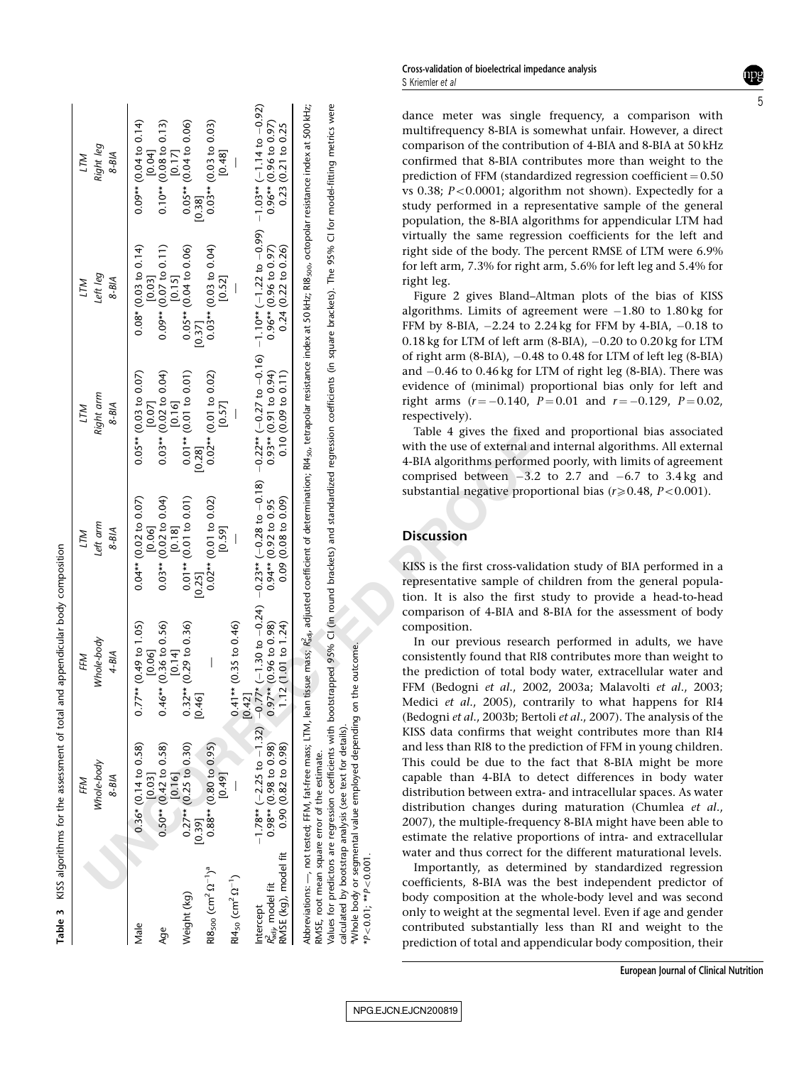**Table 3** KISS algorithms for the assessment of total and appendicular body composition

| | FFM Whole-body 8-BIA | FFM Whole-body 4-BIA | LTM Left arm 8-BIA | LTM Right arm 8-BIA | LTM Left leg 8-BIA | LTM Right leg 8-BIA |
|---|---|---|---|---|---|---|
| Male | 0.36* (0.14 to 0.58) [0.03] | 0.77** (0.49 to 1.05) [0.06] | 0.04** (0.02 to 0.07) [0.06] | 0.05** (0.03 to 0.07) [0.07] | 0.08* (0.03 to 0.14) [0.03] | 0.09** (0.04 to 0.14) [0.04] |
| Age | 0.50** (0.42 to 0.58) [0.16] | 0.46** (0.36 to 0.56) [0.14] | 0.03** (0.02 to 0.04) [0.18] | 0.03** (0.02 to 0.04) [0.16] | 0.09** (0.07 to 0.11) [0.15] | 0.10** (0.08 to 0.13) [0.17] |
| Weight (kg) | 0.27** (0.25 to 0.30) [0.39] | 0.32** (0.29 to 0.36) [0.46] | 0.01** (0.01 to 0.01) [0.25] | 0.01** (0.01 to 0.01) [0.28] | 0.05** (0.04 to 0.06) [0.37] | 0.05** (0.04 to 0.06) [0.38] |
| $RI8_{500}$ ($cm^2\,\Omega^{-1}$)[a] | 0.88** (0.80 to 0.95) [0.49] | — | 0.02** (0.01 to 0.02) [0.59] | 0.02** (0.01 to 0.02) [0.57] | 0.03** (0.03 to 0.04) [0.52] | 0.03** (0.03 to 0.03) [0.48] |
| $RI4_{50}$ ($cm^2\,\Omega^{-1}$) | — | 0.41** (0.35 to 0.46) [0.42] | — | — | — | — |
| Intercept | −1.78** (−2.25 to −1.32) | −0.77* (−1.30 to −0.24) | −0.23** (−0.28 to −0.18) | −0.22** (−0.27 to −0.16) | −1.10** (−1.22 to −0.99) | −1.03** (−1.14 to −0.92) |
| $R^2_{adj}$, model fit | 0.98** (0.98 to 0.98) | 0.97** (0.96 to 0.98) | 0.94** (0.92 to 0.95) | 0.93** (0.91 to 0.94) | 0.96** (0.96 to 0.97) | 0.96** (0.96 to 0.97) |
| RMSE (kg), model fit | 0.90 (0.82 to 0.98) | 1.12 (1.01 to 1.24) | 0.09 (0.08 to 0.09) | 0.10 (0.09 to 0.11) | 0.24 (0.22 to 0.26) | 0.23 (0.21 to 0.25) |

Abbreviations: —, not tested; FFM, fat-free mass; LTM, lean tissue mass; $R^2_{adj}$, adjusted coefficient of determination; $RI4_{50}$, tetrapolar resistance index at 50 kHz; $RI8_{500}$, octopolar resistance index at 500 kHz; RMSE, root mean square error of the estimate.

Values for predictors are regression coefficients with bootstrapped 95% CI (in round brackets) and standardized regression coefficients (in square brackets). The 95% CI for model-fitting metrics were calculated by bootstrap analysis (see text for details).

[a]Whole body or segmental value employed depending on the outcome.

*$P<0.01$; **$P<0.001$.

dance meter was single frequency, a comparison with multifrequency 8-BIA is somewhat unfair. However, a direct comparison of the contribution of 4-BIA and 8-BIA at 50 kHz confirmed that 8-BIA contributes more than weight to the prediction of FFM (standardized regression coefficient = 0.50 vs 0.38; $P<0.0001$; algorithm not shown). Expectedly for a study performed in a representative sample of the general population, the 8-BIA algorithms for appendicular LTM had virtually the same regression coefficients for the left and right side of the body. The percent RMSE of LTM were 6.9% for left arm, 7.3% for right arm, 5.6% for left leg and 5.4% for right leg.

Figure 2 gives Bland–Altman plots of the bias of KISS algorithms. Limits of agreement were −1.80 to 1.80 kg for FFM by 8-BIA, −2.24 to 2.24 kg for FFM by 4-BIA, −0.18 to 0.18 kg for LTM of left arm (8-BIA), −0.20 to 0.20 kg for LTM of right arm (8-BIA), −0.48 to 0.48 for LTM of left leg (8-BIA) and −0.46 to 0.46 kg for LTM of right leg (8-BIA). There was evidence of (minimal) proportional bias only for left and right arms ($r=-0.140$, $P=0.01$ and $r=-0.129$, $P=0.02$, respectively).

Table 4 gives the fixed and proportional bias associated with the use of external and internal algorithms. All external 4-BIA algorithms performed poorly, with limits of agreement comprised between −3.2 to 2.7 and −6.7 to 3.4 kg and substantial negative proportional bias ($r\geqslant 0.48$, $P<0.001$).

## Discussion

KISS is the first cross-validation study of BIA performed in a representative sample of children from the general population. It is also the first study to provide a head-to-head comparison of 4-BIA and 8-BIA for the assessment of body composition.

In our previous research performed in adults, we have consistently found that RI8 contributes more than weight to the prediction of total body water, extracellular water and FFM (Bedogni *et al*., 2002, 2003a; Malavolti *et al*., 2003; Medici *et al*., 2005), contrarily to what happens for RI4 (Bedogni *et al*., 2003b; Bertoli *et al*., 2007). The analysis of the KISS data confirms that weight contributes more than RI4 and less than RI8 to the prediction of FFM in young children. This could be due to the fact that 8-BIA might be more capable than 4-BIA to detect differences in body water distribution between extra- and intracellular spaces. As water distribution changes during maturation (Chumlea *et al*., 2007), the multiple-frequency 8-BIA might have been able to estimate the relative proportions of intra- and extracellular water and thus correct for the different maturational levels.

Importantly, as determined by standardized regression coefficients, 8-BIA was the best independent predictor of body composition at the whole-body level and was second only to weight at the segmental level. Even if age and gender contributed substantially less than RI and weight to the prediction of total and appendicular body composition, their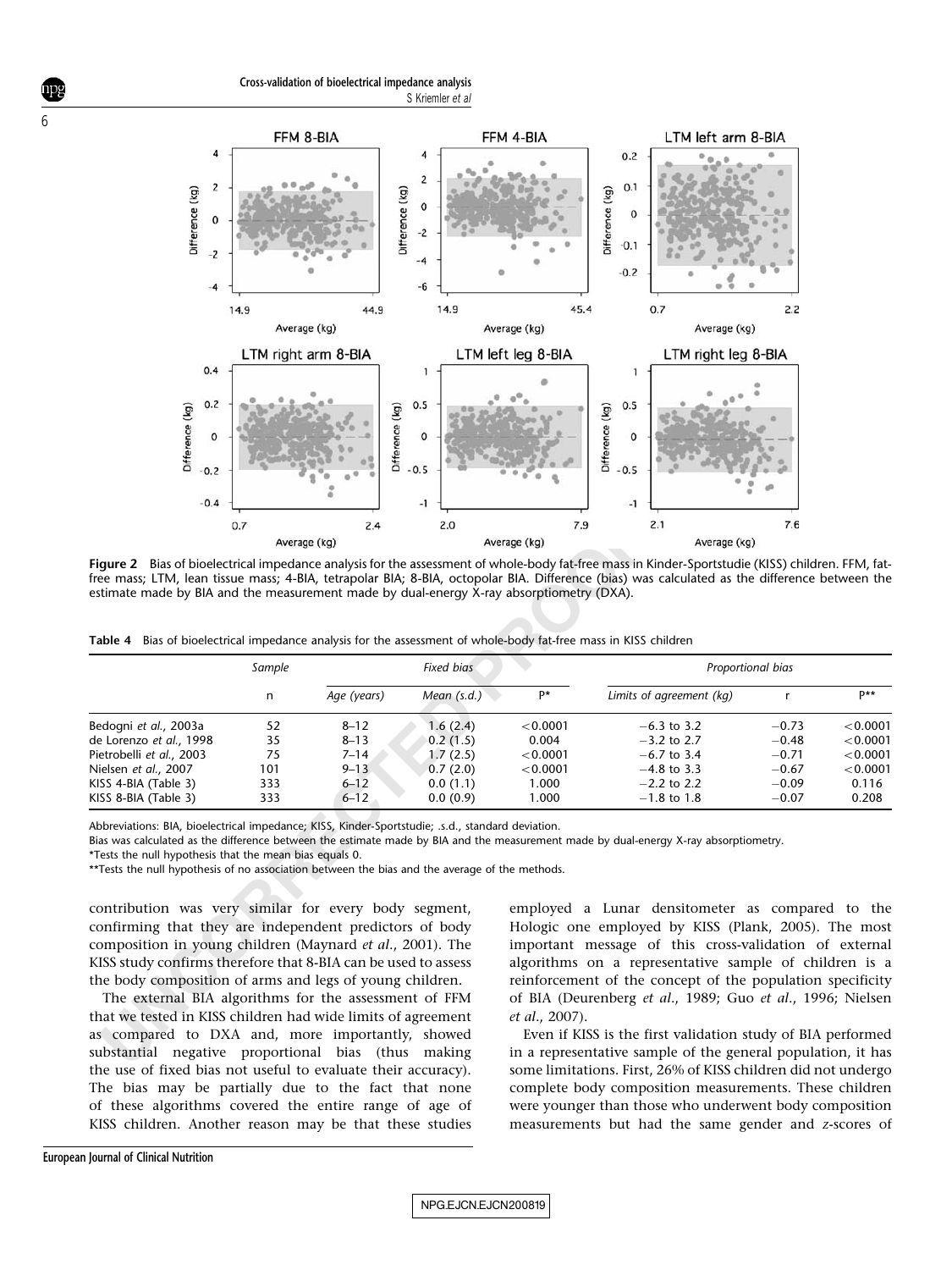**Figure 2** Bias of bioelectrical impedance analysis for the assessment of whole-body fat-free mass in Kinder-Sportstudie (KISS) children. FFM, fat-free mass; LTM, lean tissue mass; 4-BIA, tetrapolar BIA; 8-BIA, octopolar BIA. Difference (bias) was calculated as the difference between the estimate made by BIA and the measurement made by dual-energy X-ray absorptiometry (DXA).

**Table 4** Bias of bioelectrical impedance analysis for the assessment of whole-body fat-free mass in KISS children

| | Sample | | Fixed bias | | Proportional bias | | |
|---|---|---|---|---|---|---|---|
| | n | Age (years) | Mean (s.d.) | P* | Limits of agreement (kg) | r | P** |
| Bedogni *et al.*, 2003a | 52 | 8–12 | 1.6 (2.4) | <0.0001 | −6.3 to 3.2 | −0.73 | <0.0001 |
| de Lorenzo *et al.*, 1998 | 35 | 8–13 | 0.2 (1.5) | 0.004 | −3.2 to 2.7 | −0.48 | <0.0001 |
| Pietrobelli *et al.*, 2003 | 75 | 7–14 | 1.7 (2.5) | <0.0001 | −6.7 to 3.4 | −0.71 | <0.0001 |
| Nielsen *et al.*, 2007 | 101 | 9–13 | 0.7 (2.0) | <0.0001 | −4.8 to 3.3 | −0.67 | <0.0001 |
| KISS 4-BIA (Table 3) | 333 | 6–12 | 0.0 (1.1) | 1.000 | −2.2 to 2.2 | −0.09 | 0.116 |
| KISS 8-BIA (Table 3) | 333 | 6–12 | 0.0 (0.9) | 1.000 | −1.8 to 1.8 | −0.07 | 0.208 |

Abbreviations: BIA, bioelectrical impedance; KISS, Kinder-Sportstudie; .s.d., standard deviation.
Bias was calculated as the difference between the estimate made by BIA and the measurement made by dual-energy X-ray absorptiometry.
*Tests the null hypothesis that the mean bias equals 0.
**Tests the null hypothesis of no association between the bias and the average of the methods.

contribution was very similar for every body segment, confirming that they are independent predictors of body composition in young children (Maynard *et al*., 2001). The KISS study confirms therefore that 8-BIA can be used to assess the body composition of arms and legs of young children.

The external BIA algorithms for the assessment of FFM that we tested in KISS children had wide limits of agreement as compared to DXA and, more importantly, showed substantial negative proportional bias (thus making the use of fixed bias not useful to evaluate their accuracy). The bias may be partially due to the fact that none of these algorithms covered the entire range of age of KISS children. Another reason may be that these studies employed a Lunar densitometer as compared to the Hologic one employed by KISS (Plank, 2005). The most important message of this cross-validation of external algorithms on a representative sample of children is a reinforcement of the concept of the population specificity of BIA (Deurenberg *et al*., 1989; Guo *et al*., 1996; Nielsen *et al*., 2007).

Even if KISS is the first validation study of BIA performed in a representative sample of the general population, it has some limitations. First, 26% of KISS children did not undergo complete body composition measurements. These children were younger than those who underwent body composition measurements but had the same gender and *z*-scores of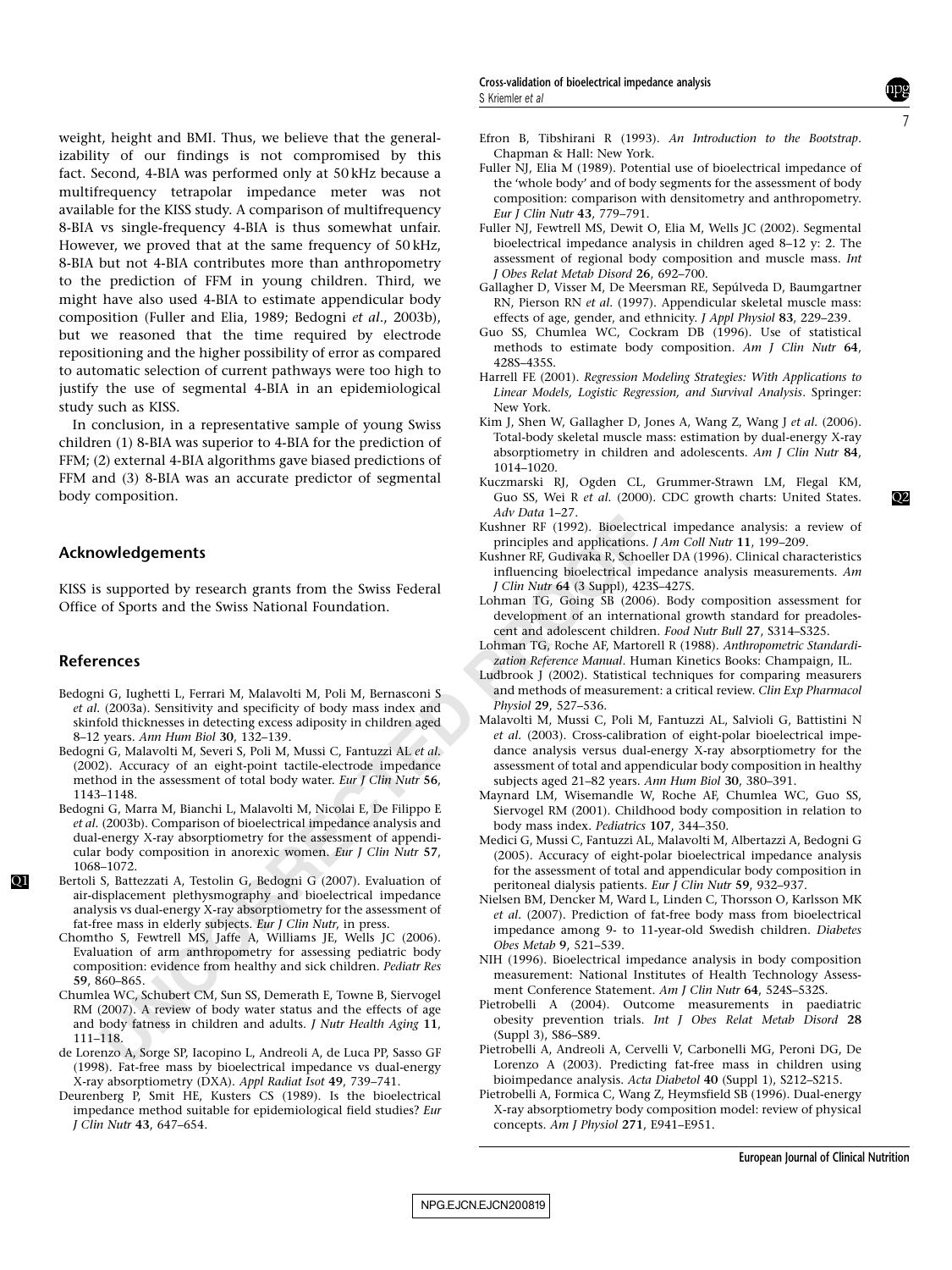weight, height and BMI. Thus, we believe that the generalizability of our findings is not compromised by this fact. Second, 4-BIA was performed only at 50 kHz because a multifrequency tetrapolar impedance meter was not available for the KISS study. A comparison of multifrequency 8-BIA vs single-frequency 4-BIA is thus somewhat unfair. However, we proved that at the same frequency of 50 kHz, 8-BIA but not 4-BIA contributes more than anthropometry to the prediction of FFM in young children. Third, we might have also used 4-BIA to estimate appendicular body composition (Fuller and Elia, 1989; Bedogni *et al*., 2003b), but we reasoned that the time required by electrode repositioning and the higher possibility of error as compared to automatic selection of current pathways were too high to justify the use of segmental 4-BIA in an epidemiological study such as KISS.

In conclusion, in a representative sample of young Swiss children (1) 8-BIA was superior to 4-BIA for the prediction of FFM; (2) external 4-BIA algorithms gave biased predictions of FFM and (3) 8-BIA was an accurate predictor of segmental body composition.

## Acknowledgements

KISS is supported by research grants from the Swiss Federal Office of Sports and the Swiss National Foundation.

## References

Bedogni G, Iughetti L, Ferrari M, Malavolti M, Poli M, Bernasconi S *et al.* (2003a). Sensitivity and specificity of body mass index and skinfold thicknesses in detecting excess adiposity in children aged 8–12 years. *Ann Hum Biol* **30**, 132–139.

Bedogni G, Malavolti M, Severi S, Poli M, Mussi C, Fantuzzi AL *et al.* (2002). Accuracy of an eight-point tactile-electrode impedance method in the assessment of total body water. *Eur J Clin Nutr* **56**, 1143–1148.

Bedogni G, Marra M, Bianchi L, Malavolti M, Nicolai E, De Filippo E *et al.* (2003b). Comparison of bioelectrical impedance analysis and dual-energy X-ray absorptiometry for the assessment of appendicular body composition in anorexic women. *Eur J Clin Nutr* **57**, 1068–1072.

Bertoli S, Battezzati A, Testolin G, Bedogni G (2007). Evaluation of air-displacement plethysmography and bioelectrical impedance analysis vs dual-energy X-ray absorptiometry for the assessment of fat-free mass in elderly subjects. *Eur J Clin Nutr*, in press.

Chomtho S, Fewtrell MS, Jaffe A, Williams JE, Wells JC (2006). Evaluation of arm anthropometry for assessing pediatric body composition: evidence from healthy and sick children. *Pediatr Res* **59**, 860–865.

Chumlea WC, Schubert CM, Sun SS, Demerath E, Towne B, Siervogel RM (2007). A review of body water status and the effects of age and body fatness in children and adults. *J Nutr Health Aging* **11**, 111–118.

de Lorenzo A, Sorge SP, Iacopino L, Andreoli A, de Luca PP, Sasso GF (1998). Fat-free mass by bioelectrical impedance vs dual-energy X-ray absorptiometry (DXA). *Appl Radiat Isot* **49**, 739–741.

Deurenberg P, Smit HE, Kusters CS (1989). Is the bioelectrical impedance method suitable for epidemiological field studies? *Eur J Clin Nutr* **43**, 647–654.

Efron B, Tibshirani R (1993). *An Introduction to the Bootstrap*. Chapman & Hall: New York.

Fuller NJ, Elia M (1989). Potential use of bioelectrical impedance of the 'whole body' and of body segments for the assessment of body composition: comparison with densitometry and anthropometry. *Eur J Clin Nutr* **43**, 779–791.

Fuller NJ, Fewtrell MS, Dewit O, Elia M, Wells JC (2002). Segmental bioelectrical impedance analysis in children aged 8–12 y: 2. The assessment of regional body composition and muscle mass. *Int J Obes Relat Metab Disord* **26**, 692–700.

Gallagher D, Visser M, De Meersman RE, Sepúlveda D, Baumgartner RN, Pierson RN *et al.* (1997). Appendicular skeletal muscle mass: effects of age, gender, and ethnicity. *J Appl Physiol* **83**, 229–239.

Guo SS, Chumlea WC, Cockram DB (1996). Use of statistical methods to estimate body composition. *Am J Clin Nutr* **64**, 428S–435S.

Harrell FE (2001). *Regression Modeling Strategies: With Applications to Linear Models, Logistic Regression, and Survival Analysis*. Springer: New York.

Kim J, Shen W, Gallagher D, Jones A, Wang Z, Wang J *et al.* (2006). Total-body skeletal muscle mass: estimation by dual-energy X-ray absorptiometry in children and adolescents. *Am J Clin Nutr* **84**, 1014–1020.

Kuczmarski RJ, Ogden CL, Grummer-Strawn LM, Flegal KM, Guo SS, Wei R *et al.* (2000). CDC growth charts: United States. *Adv Data* 1–27.

Kushner RF (1992). Bioelectrical impedance analysis: a review of principles and applications. *J Am Coll Nutr* **11**, 199–209.

Kushner RF, Gudivaka R, Schoeller DA (1996). Clinical characteristics influencing bioelectrical impedance analysis measurements. *Am J Clin Nutr* **64** (3 Suppl), 423S–427S.

Lohman TG, Going SB (2006). Body composition assessment for development of an international growth standard for preadolescent and adolescent children. *Food Nutr Bull* **27**, S314–S325.

Lohman TG, Roche AF, Martorell R (1988). *Anthropometric Standardization Reference Manual*. Human Kinetics Books: Champaign, IL.

Ludbrook J (2002). Statistical techniques for comparing measurers and methods of measurement: a critical review. *Clin Exp Pharmacol Physiol* **29**, 527–536.

Malavolti M, Mussi C, Poli M, Fantuzzi AL, Salvioli G, Battistini N *et al.* (2003). Cross-calibration of eight-polar bioelectrical impedance analysis versus dual-energy X-ray absorptiometry for the assessment of total and appendicular body composition in healthy subjects aged 21–82 years. *Ann Hum Biol* **30**, 380–391.

Maynard LM, Wisemandle W, Roche AF, Chumlea WC, Guo SS, Siervogel RM (2001). Childhood body composition in relation to body mass index. *Pediatrics* **107**, 344–350.

Medici G, Mussi C, Fantuzzi AL, Malavolti M, Albertazzi A, Bedogni G (2005). Accuracy of eight-polar bioelectrical impedance analysis for the assessment of total and appendicular body composition in peritoneal dialysis patients. *Eur J Clin Nutr* **59**, 932–937.

Nielsen BM, Dencker M, Ward L, Linden C, Thorsson O, Karlsson MK *et al.* (2007). Prediction of fat-free body mass from bioelectrical impedance among 9- to 11-year-old Swedish children. *Diabetes Obes Metab* **9**, 521–539.

NIH (1996). Bioelectrical impedance analysis in body composition measurement: National Institutes of Health Technology Assessment Conference Statement. *Am J Clin Nutr* **64**, 524S–532S.

Pietrobelli A (2004). Outcome measurements in paediatric obesity prevention trials. *Int J Obes Relat Metab Disord* **28** (Suppl 3), S86–S89.

Pietrobelli A, Andreoli A, Cervelli V, Carbonelli MG, Peroni DG, De Lorenzo A (2003). Predicting fat-free mass in children using bioimpedance analysis. *Acta Diabetol* **40** (Suppl 1), S212–S215.

Pietrobelli A, Formica C, Wang Z, Heymsfield SB (1996). Dual-energy X-ray absorptiometry body composition model: review of physical concepts. *Am J Physiol* **271**, E941–E951.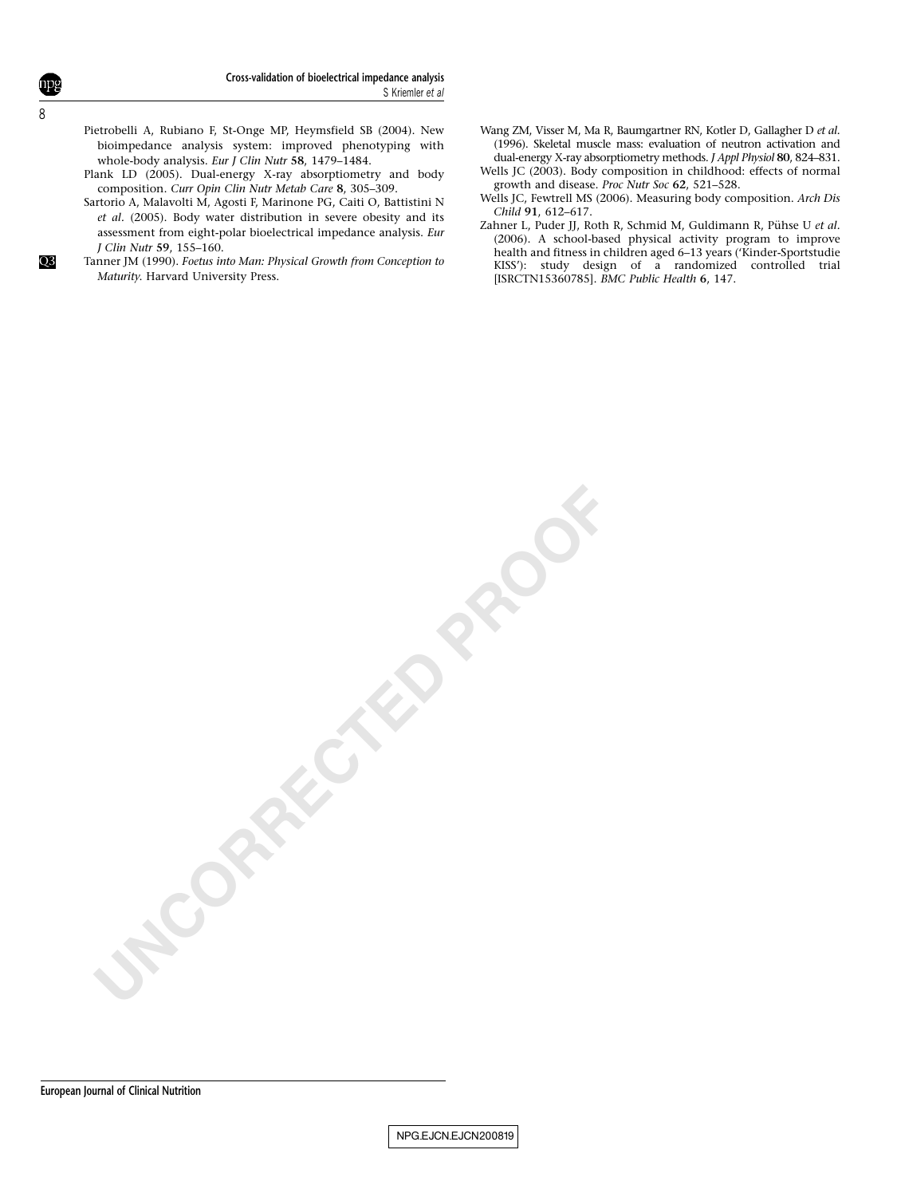Pietrobelli A, Rubiano F, St-Onge MP, Heymsfield SB (2004). New bioimpedance analysis system: improved phenotyping with whole-body analysis. *Eur J Clin Nutr* **58**, 1479–1484.

Plank LD (2005). Dual-energy X-ray absorptiometry and body composition. *Curr Opin Clin Nutr Metab Care* **8**, 305–309.

Sartorio A, Malavolti M, Agosti F, Marinone PG, Caiti O, Battistini N *et al*. (2005). Body water distribution in severe obesity and its assessment from eight-polar bioelectrical impedance analysis. *Eur J Clin Nutr* **59**, 155–160.

Q3 Tanner JM (1990). *Foetus into Man: Physical Growth from Conception to Maturity*. Harvard University Press.

Wang ZM, Visser M, Ma R, Baumgartner RN, Kotler D, Gallagher D *et al*. (1996). Skeletal muscle mass: evaluation of neutron activation and dual-energy X-ray absorptiometry methods. *J Appl Physiol* **80**, 824–831.

Wells JC (2003). Body composition in childhood: effects of normal growth and disease. *Proc Nutr Soc* **62**, 521–528.

Wells JC, Fewtrell MS (2006). Measuring body composition. *Arch Dis Child* **91**, 612–617.

Zahner L, Puder JJ, Roth R, Schmid M, Guldimann R, Pühse U *et al*. (2006). A school-based physical activity program to improve health and fitness in children aged 6–13 years ('Kinder-Sportstudie KISS'): study design of a randomized controlled trial [ISRCTN15360785]. *BMC Public Health* **6**, 147.